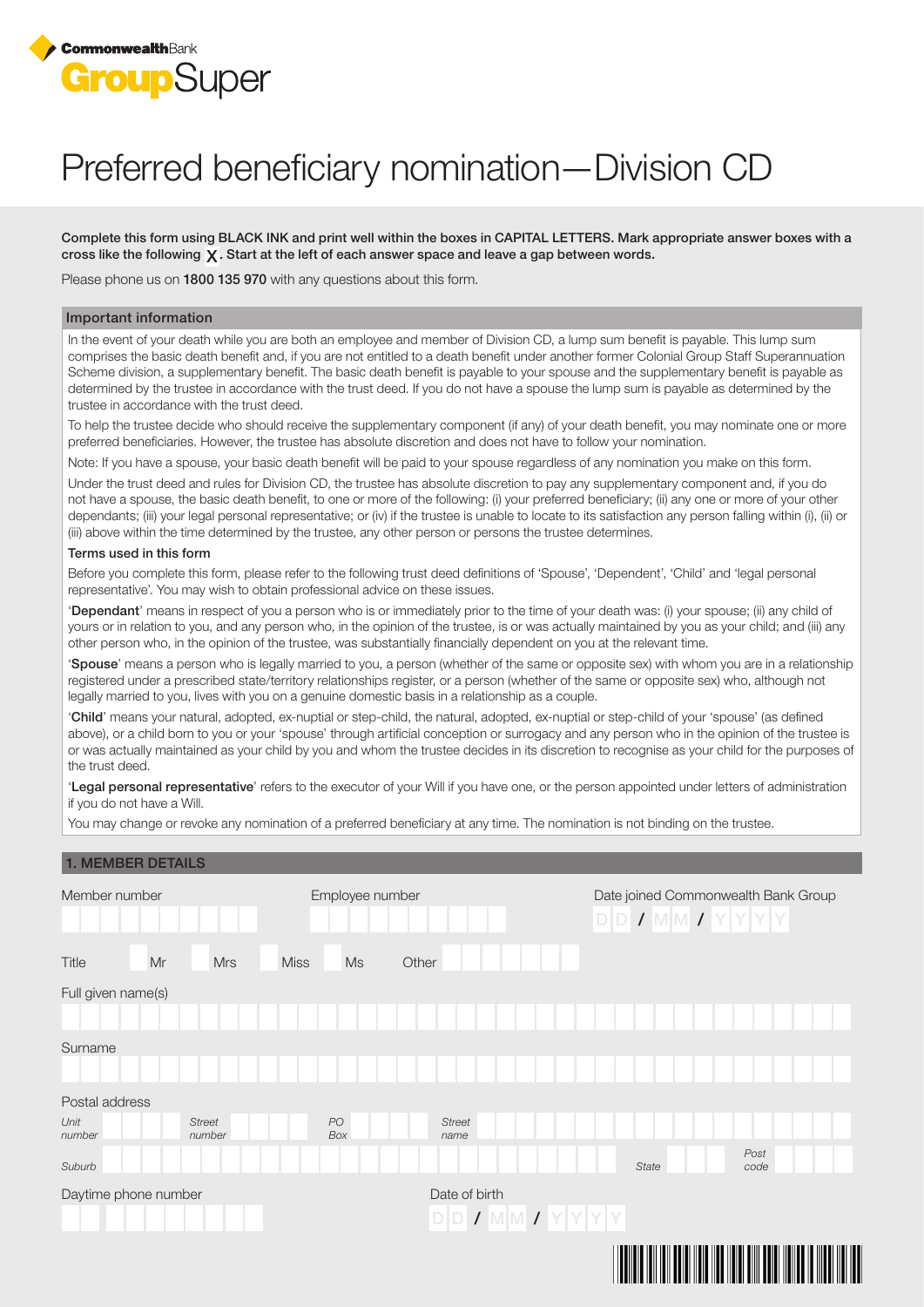CommonwealthBank

# GroupSuper

# Preferred beneficiary nomination—Division CD

**Complete this form using BLACK INK and print well within the boxes in CAPITAL LETTERS. Mark appropriate answer boxes with a cross like the following X. Start at the left of each answer space and leave a gap between words.**

Please phone us on **1800 135 970** with any questions about this form.

## Important information

In the event of your death while you are both an employee and member of Division CD, a lump sum benefit is payable. This lump sum comprises the basic death benefit and, if you are not entitled to a death benefit under another former Colonial Group Staff Superannuation Scheme division, a supplementary benefit. The basic death benefit is payable to your spouse and the supplementary benefit is payable as determined by the trustee in accordance with the trust deed. If you do not have a spouse the lump sum is payable as determined by the trustee in accordance with the trust deed.

To help the trustee decide who should receive the supplementary component (if any) of your death benefit, you may nominate one or more preferred beneficiaries. However, the trustee has absolute discretion and does not have to follow your nomination.

Note: If you have a spouse, your basic death benefit will be paid to your spouse regardless of any nomination you make on this form.

Under the trust deed and rules for Division CD, the trustee has absolute discretion to pay any supplementary component and, if you do not have a spouse, the basic death benefit, to one or more of the following: (i) your preferred beneficiary; (ii) any one or more of your other dependants; (iii) your legal personal representative; or (iv) if the trustee is unable to locate to its satisfaction any person falling within (i), (ii) or (iii) above within the time determined by the trustee, any other person or persons the trustee determines.

### Terms used in this form

Before you complete this form, please refer to the following trust deed definitions of 'Spouse', 'Dependent', 'Child' and 'legal personal representative'. You may wish to obtain professional advice on these issues.

'**Dependant**' means in respect of you a person who is or immediately prior to the time of your death was: (i) your spouse; (ii) any child of yours or in relation to you, and any person who, in the opinion of the trustee, is or was actually maintained by you as your child; and (iii) any other person who, in the opinion of the trustee, was substantially financially dependent on you at the relevant time.

'**Spouse**' means a person who is legally married to you, a person (whether of the same or opposite sex) with whom you are in a relationship registered under a prescribed state/territory relationships register, or a person (whether of the same or opposite sex) who, although not legally married to you, lives with you on a genuine domestic basis in a relationship as a couple.

'**Child**' means your natural, adopted, ex-nuptial or step-child, the natural, adopted, ex-nuptial or step-child of your 'spouse' (as defined above), or a child born to you or your 'spouse' through artificial conception or surrogacy and any person who in the opinion of the trustee is or was actually maintained as your child by you and whom the trustee decides in its discretion to recognise as your child for the purposes of the trust deed.

'**Legal personal representative**' refers to the executor of your Will if you have one, or the person appointed under letters of administration if you do not have a Will.

You may change or revoke any nomination of a preferred beneficiary at any time. The nomination is not binding on the trustee.

## 1. MEMBER DETAILS

Member number

Employee number

Date joined Commonwealth Bank Group DD / MM / YYYY

Title ☐ Mr ☐ Mrs ☐ Miss ☐ Ms Other

Full given name(s)

Surname

Postal address

*Unit number* *Street number* *PO Box* *Street name*

*Suburb* *State* *Post code*

Daytime phone number

Date of birth DD / MM / YYYY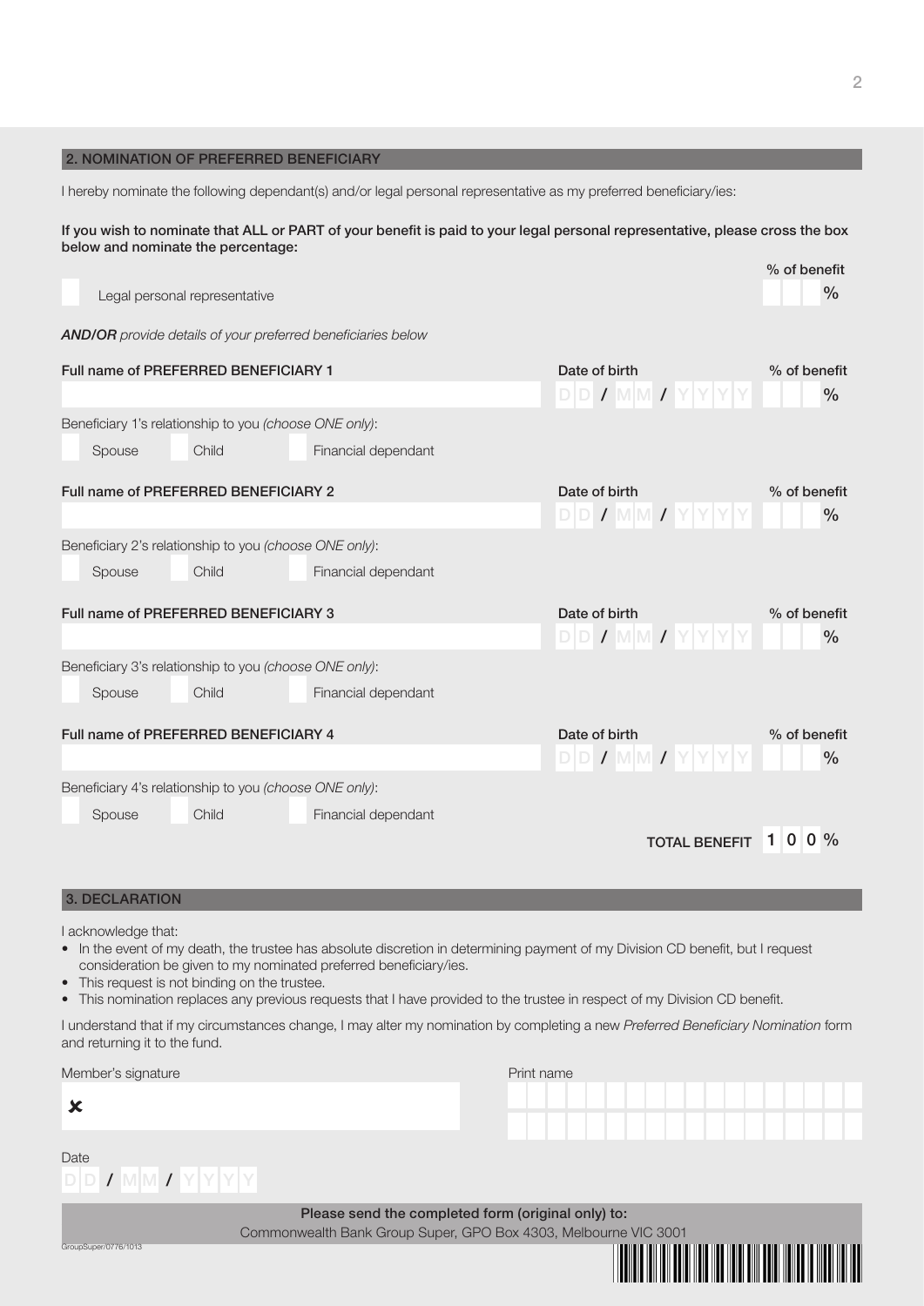## 2. NOMINATION OF PREFERRED BENEFICIARY

I hereby nominate the following dependant(s) and/or legal personal representative as my preferred beneficiary/ies:

**If you wish to nominate that ALL or PART of your benefit is paid to your legal personal representative, please cross the box below and nominate the percentage:**

☐ Legal personal representative — % of benefit: ___ %

***AND/OR*** *provide details of your preferred beneficiaries below*

**Full name of PREFERRED BENEFICIARY 1** — Date of birth: DD / MM / YYYY — % of benefit: ___ %

Beneficiary 1's relationship to you *(choose ONE only)*:

☐ Spouse ☐ Child ☐ Financial dependant

**Full name of PREFERRED BENEFICIARY 2** — Date of birth: DD / MM / YYYY — % of benefit: ___ %

Beneficiary 2's relationship to you *(choose ONE only)*:

☐ Spouse ☐ Child ☐ Financial dependant

**Full name of PREFERRED BENEFICIARY 3** — Date of birth: DD / MM / YYYY — % of benefit: ___ %

Beneficiary 3's relationship to you *(choose ONE only)*:

☐ Spouse ☐ Child ☐ Financial dependant

**Full name of PREFERRED BENEFICIARY 4** — Date of birth: DD / MM / YYYY — % of benefit: ___ %

Beneficiary 4's relationship to you *(choose ONE only)*:

☐ Spouse ☐ Child ☐ Financial dependant

**TOTAL BENEFIT 1 0 0 %**

## 3. DECLARATION

I acknowledge that:

- In the event of my death, the trustee has absolute discretion in determining payment of my Division CD benefit, but I request consideration be given to my nominated preferred beneficiary/ies.
- This request is not binding on the trustee.
- This nomination replaces any previous requests that I have provided to the trustee in respect of my Division CD benefit.

I understand that if my circumstances change, I may alter my nomination by completing a new *Preferred Beneficiary Nomination* form and returning it to the fund.

Member's signature

✘

Print name

Date

DD / MM / YYYY

**Please send the completed form (original only) to:**

Commonwealth Bank Group Super, GPO Box 4303, Melbourne VIC 3001

GroupSuper/0776/1013